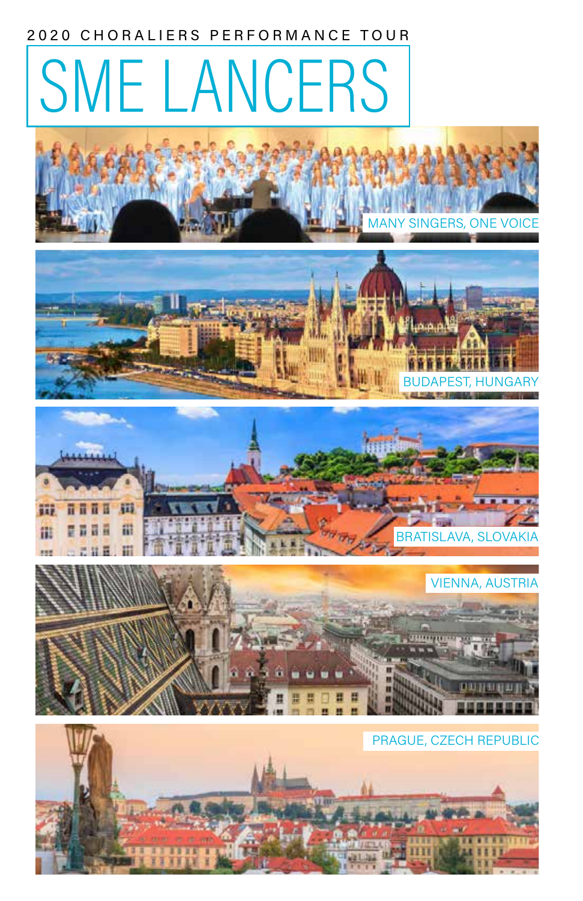2020 CHORALIERS PERFORMANCE TOUR

# SME LANCERS

MANY SINGERS, ONE VOICE

BUDAPEST, HUNGARY

BRATISLAVA, SLOVAKIA

VIENNA, AUSTRIA

PRAGUE, CZECH REPUBLIC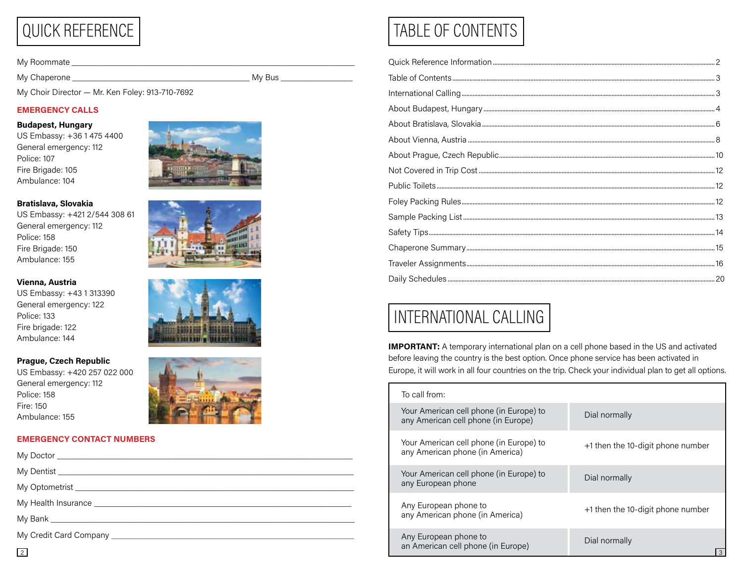# QUICK REFERENCE

My Roommate ____________________________________________

My Chaperone ____________________________ My Bus ____________

My Choir Director — Mr. Ken Foley: 913-710-7692

## EMERGENCY CALLS

**Budapest, Hungary**
US Embassy: +36 1 475 4400
General emergency: 112
Police: 107
Fire Brigade: 105
Ambulance: 104

**Bratislava, Slovakia**
US Embassy: +421 2/544 308 61
General emergency: 112
Police: 158
Fire Brigade: 150
Ambulance: 155

**Vienna, Austria**
US Embassy: +43 1 313390
General emergency: 122
Police: 133
Fire brigade: 122
Ambulance: 144

**Prague, Czech Republic**
US Embassy: +420 257 022 000
General emergency: 112
Police: 158
Fire: 150
Ambulance: 155

## EMERGENCY CONTACT NUMBERS

My Doctor ____________________________________________

My Dentist ____________________________________________

My Optometrist ____________________________________________

My Health Insurance ____________________________________________

My Bank ____________________________________________

My Credit Card Company ____________________________________________

# TABLE OF CONTENTS

| | |
|---|---|
| Quick Reference Information | 2 |
| Table of Contents | 3 |
| International Calling | 3 |
| About Budapest, Hungary | 4 |
| About Bratislava, Slovakia | 6 |
| About Vienna, Austria | 8 |
| About Prague, Czech Republic | 10 |
| Not Covered in Trip Cost | 12 |
| Public Toilets | 12 |
| Foley Packing Rules | 12 |
| Sample Packing List | 13 |
| Safety Tips | 14 |
| Chaperone Summary | 15 |
| Traveler Assignments | 16 |
| Daily Schedules | 20 |

# INTERNATIONAL CALLING

**IMPORTANT:** A temporary international plan on a cell phone based in the US and activated before leaving the country is the best option. Once phone service has been activated in Europe, it will work in all four countries on the trip. Check your individual plan to get all options.

| To call from: | |
|---|---|
| Your American cell phone (in Europe) to any American cell phone (in Europe) | Dial normally |
| Your American cell phone (in Europe) to any American phone (in America) | +1 then the 10-digit phone number |
| Your American cell phone (in Europe) to any European phone | Dial normally |
| Any European phone to any American phone (in America) | +1 then the 10-digit phone number |
| Any European phone to an American cell phone (in Europe) | Dial normally |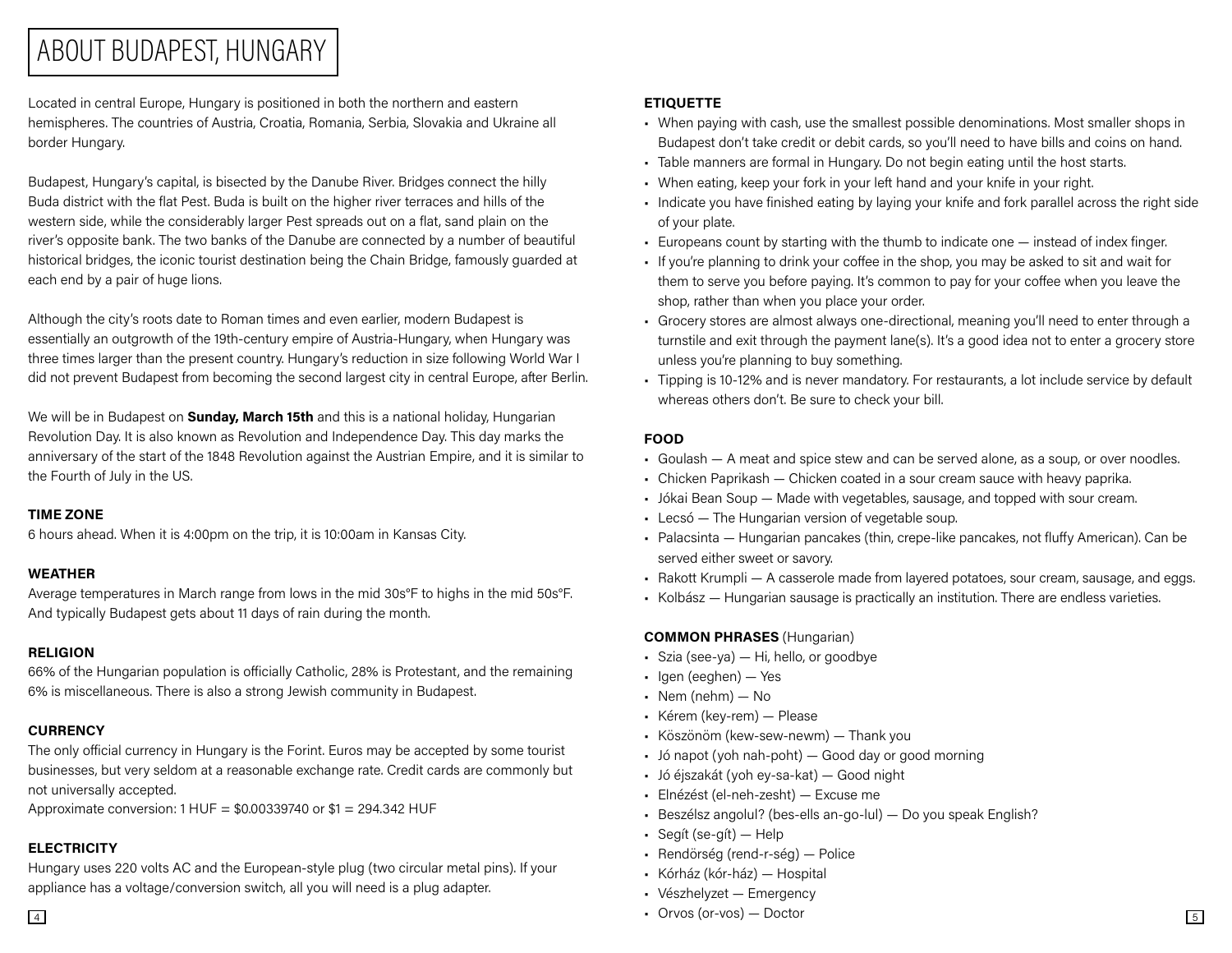# ABOUT BUDAPEST, HUNGARY

Located in central Europe, Hungary is positioned in both the northern and eastern hemispheres. The countries of Austria, Croatia, Romania, Serbia, Slovakia and Ukraine all border Hungary.

Budapest, Hungary's capital, is bisected by the Danube River. Bridges connect the hilly Buda district with the flat Pest. Buda is built on the higher river terraces and hills of the western side, while the considerably larger Pest spreads out on a flat, sand plain on the river's opposite bank. The two banks of the Danube are connected by a number of beautiful historical bridges, the iconic tourist destination being the Chain Bridge, famously guarded at each end by a pair of huge lions.

Although the city's roots date to Roman times and even earlier, modern Budapest is essentially an outgrowth of the 19th-century empire of Austria-Hungary, when Hungary was three times larger than the present country. Hungary's reduction in size following World War I did not prevent Budapest from becoming the second largest city in central Europe, after Berlin.

We will be in Budapest on **Sunday, March 15th** and this is a national holiday, Hungarian Revolution Day. It is also known as Revolution and Independence Day. This day marks the anniversary of the start of the 1848 Revolution against the Austrian Empire, and it is similar to the Fourth of July in the US.

### TIME ZONE

6 hours ahead. When it is 4:00pm on the trip, it is 10:00am in Kansas City.

### WEATHER

Average temperatures in March range from lows in the mid 30s°F to highs in the mid 50s°F. And typically Budapest gets about 11 days of rain during the month.

### RELIGION

66% of the Hungarian population is officially Catholic, 28% is Protestant, and the remaining 6% is miscellaneous. There is also a strong Jewish community in Budapest.

### CURRENCY

The only official currency in Hungary is the Forint. Euros may be accepted by some tourist businesses, but very seldom at a reasonable exchange rate. Credit cards are commonly but not universally accepted.

Approximate conversion: 1 HUF = $0.00339740 or $1 = 294.342 HUF

### ELECTRICITY

Hungary uses 220 volts AC and the European-style plug (two circular metal pins). If your appliance has a voltage/conversion switch, all you will need is a plug adapter.

### ETIQUETTE

- When paying with cash, use the smallest possible denominations. Most smaller shops in Budapest don't take credit or debit cards, so you'll need to have bills and coins on hand.
- Table manners are formal in Hungary. Do not begin eating until the host starts.
- When eating, keep your fork in your left hand and your knife in your right.
- Indicate you have finished eating by laying your knife and fork parallel across the right side of your plate.
- Europeans count by starting with the thumb to indicate one — instead of index finger.
- If you're planning to drink your coffee in the shop, you may be asked to sit and wait for them to serve you before paying. It's common to pay for your coffee when you leave the shop, rather than when you place your order.
- Grocery stores are almost always one-directional, meaning you'll need to enter through a turnstile and exit through the payment lane(s). It's a good idea not to enter a grocery store unless you're planning to buy something.
- Tipping is 10-12% and is never mandatory. For restaurants, a lot include service by default whereas others don't. Be sure to check your bill.

### FOOD

- Goulash — A meat and spice stew and can be served alone, as a soup, or over noodles.
- Chicken Paprikash — Chicken coated in a sour cream sauce with heavy paprika.
- Jókai Bean Soup — Made with vegetables, sausage, and topped with sour cream.
- Lecsó — The Hungarian version of vegetable soup.
- Palacsinta — Hungarian pancakes (thin, crepe-like pancakes, not fluffy American). Can be served either sweet or savory.
- Rakott Krumpli — A casserole made from layered potatoes, sour cream, sausage, and eggs.
- Kolbász — Hungarian sausage is practically an institution. There are endless varieties.

### COMMON PHRASES (Hungarian)

- Szia (see-ya) — Hi, hello, or goodbye
- Igen (eeghen) — Yes
- Nem (nehm) — No
- Kérem (key-rem) — Please
- Köszönöm (kew-sew-newm) — Thank you
- Jó napot (yoh nah-poht) — Good day or good morning
- Jó éjszakát (yoh ey-sa-kat) — Good night
- Elnézést (el-neh-zesht) — Excuse me
- Beszélsz angolul? (bes-ells an-go-lul) — Do you speak English?
- Segít (se-gít) — Help
- Rendörség (rend-r-ség) — Police
- Kórház (kór-ház) — Hospital
- Vészhelyzet — Emergency
- Orvos (or-vos) — Doctor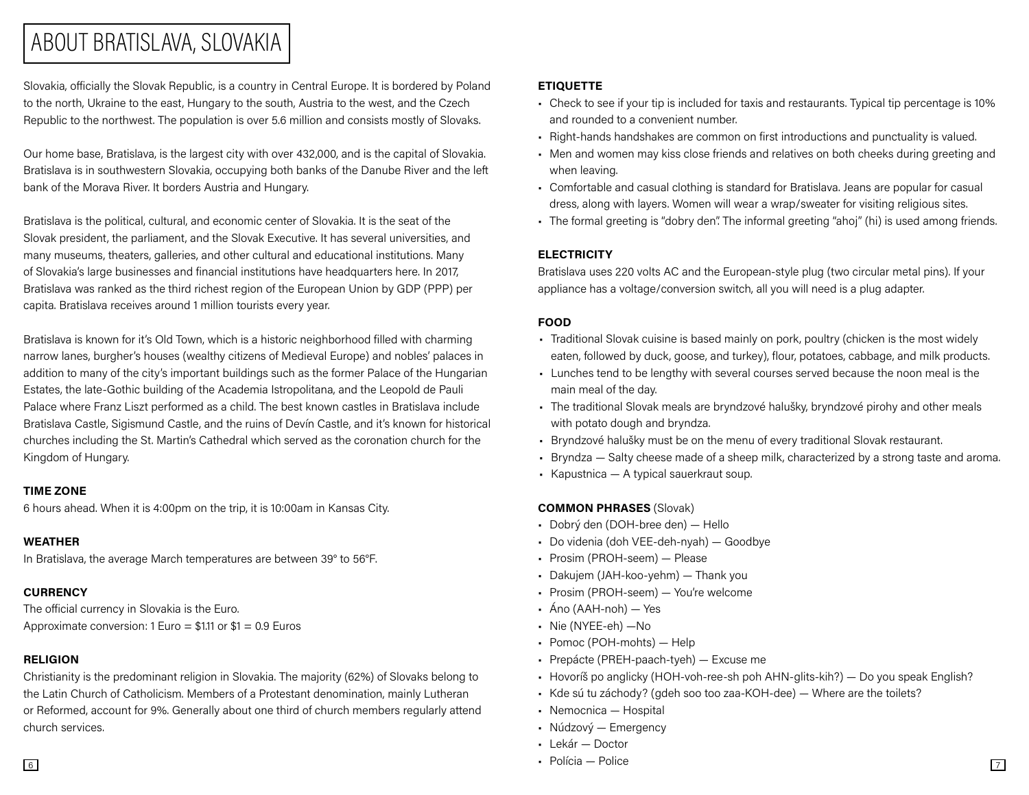# ABOUT BRATISLAVA, SLOVAKIA

Slovakia, officially the Slovak Republic, is a country in Central Europe. It is bordered by Poland to the north, Ukraine to the east, Hungary to the south, Austria to the west, and the Czech Republic to the northwest. The population is over 5.6 million and consists mostly of Slovaks.

Our home base, Bratislava, is the largest city with over 432,000, and is the capital of Slovakia. Bratislava is in southwestern Slovakia, occupying both banks of the Danube River and the left bank of the Morava River. It borders Austria and Hungary.

Bratislava is the political, cultural, and economic center of Slovakia. It is the seat of the Slovak president, the parliament, and the Slovak Executive. It has several universities, and many museums, theaters, galleries, and other cultural and educational institutions. Many of Slovakia's large businesses and financial institutions have headquarters here. In 2017, Bratislava was ranked as the third richest region of the European Union by GDP (PPP) per capita. Bratislava receives around 1 million tourists every year.

Bratislava is known for it's Old Town, which is a historic neighborhood filled with charming narrow lanes, burgher's houses (wealthy citizens of Medieval Europe) and nobles' palaces in addition to many of the city's important buildings such as the former Palace of the Hungarian Estates, the late-Gothic building of the Academia Istropolitana, and the Leopold de Pauli Palace where Franz Liszt performed as a child. The best known castles in Bratislava include Bratislava Castle, Sigismund Castle, and the ruins of Devín Castle, and it's known for historical churches including the St. Martin's Cathedral which served as the coronation church for the Kingdom of Hungary.

**TIME ZONE**

6 hours ahead. When it is 4:00pm on the trip, it is 10:00am in Kansas City.

**WEATHER**

In Bratislava, the average March temperatures are between 39° to 56°F.

**CURRENCY**

The official currency in Slovakia is the Euro.
Approximate conversion: 1 Euro = $1.11 or $1 = 0.9 Euros

**RELIGION**

Christianity is the predominant religion in Slovakia. The majority (62%) of Slovaks belong to the Latin Church of Catholicism. Members of a Protestant denomination, mainly Lutheran or Reformed, account for 9%. Generally about one third of church members regularly attend church services.

**ETIQUETTE**

- Check to see if your tip is included for taxis and restaurants. Typical tip percentage is 10% and rounded to a convenient number.
- Right-hands handshakes are common on first introductions and punctuality is valued.
- Men and women may kiss close friends and relatives on both cheeks during greeting and when leaving.
- Comfortable and casual clothing is standard for Bratislava. Jeans are popular for casual dress, along with layers. Women will wear a wrap/sweater for visiting religious sites.
- The formal greeting is "dobry den". The informal greeting "ahoj" (hi) is used among friends.

**ELECTRICITY**

Bratislava uses 220 volts AC and the European-style plug (two circular metal pins). If your appliance has a voltage/conversion switch, all you will need is a plug adapter.

**FOOD**

- Traditional Slovak cuisine is based mainly on pork, poultry (chicken is the most widely eaten, followed by duck, goose, and turkey), flour, potatoes, cabbage, and milk products.
- Lunches tend to be lengthy with several courses served because the noon meal is the main meal of the day.
- The traditional Slovak meals are bryndzové halušky, bryndzové pirohy and other meals with potato dough and bryndza.
- Bryndzové halušky must be on the menu of every traditional Slovak restaurant.
- Bryndza — Salty cheese made of a sheep milk, characterized by a strong taste and aroma.
- Kapustnica — A typical sauerkraut soup.

**COMMON PHRASES** (Slovak)

- Dobrý den (DOH-bree den) — Hello
- Do videnia (doh VEE-deh-nyah) — Goodbye
- Prosim (PROH-seem) — Please
- Dakujem (JAH-koo-yehm) — Thank you
- Prosim (PROH-seem) — You're welcome
- Áno (AAH-noh) — Yes
- Nie (NYEE-eh) —No
- Pomoc (POH-mohts) — Help
- Prepácte (PREH-paach-tyeh) — Excuse me
- Hovoríš po anglicky (HOH-voh-ree-sh poh AHN-glits-kih?) — Do you speak English?
- Kde sú tu záchody? (gdeh soo too zaa-KOH-dee) — Where are the toilets?
- Nemocnica — Hospital
- Núdzový — Emergency
- Lekár — Doctor
- Polícia — Police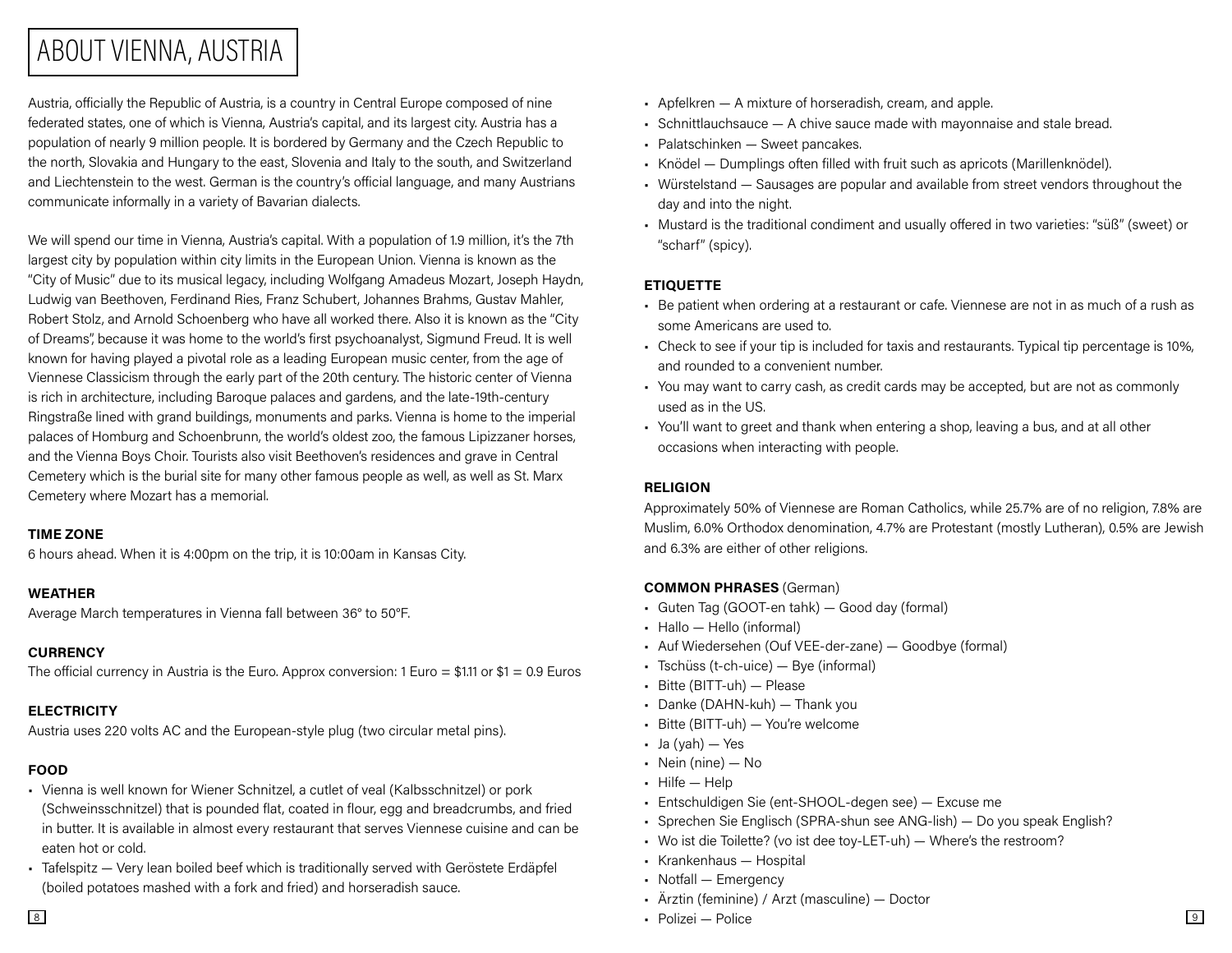# ABOUT VIENNA, AUSTRIA

Austria, officially the Republic of Austria, is a country in Central Europe composed of nine federated states, one of which is Vienna, Austria's capital, and its largest city. Austria has a population of nearly 9 million people. It is bordered by Germany and the Czech Republic to the north, Slovakia and Hungary to the east, Slovenia and Italy to the south, and Switzerland and Liechtenstein to the west. German is the country's official language, and many Austrians communicate informally in a variety of Bavarian dialects.

We will spend our time in Vienna, Austria's capital. With a population of 1.9 million, it's the 7th largest city by population within city limits in the European Union. Vienna is known as the "City of Music" due to its musical legacy, including Wolfgang Amadeus Mozart, Joseph Haydn, Ludwig van Beethoven, Ferdinand Ries, Franz Schubert, Johannes Brahms, Gustav Mahler, Robert Stolz, and Arnold Schoenberg who have all worked there. Also it is known as the "City of Dreams", because it was home to the world's first psychoanalyst, Sigmund Freud. It is well known for having played a pivotal role as a leading European music center, from the age of Viennese Classicism through the early part of the 20th century. The historic center of Vienna is rich in architecture, including Baroque palaces and gardens, and the late-19th-century Ringstraße lined with grand buildings, monuments and parks. Vienna is home to the imperial palaces of Homburg and Schoenbrunn, the world's oldest zoo, the famous Lipizzaner horses, and the Vienna Boys Choir. Tourists also visit Beethoven's residences and grave in Central Cemetery which is the burial site for many other famous people as well, as well as St. Marx Cemetery where Mozart has a memorial.

### TIME ZONE

6 hours ahead. When it is 4:00pm on the trip, it is 10:00am in Kansas City.

### WEATHER

Average March temperatures in Vienna fall between 36° to 50°F.

### CURRENCY

The official currency in Austria is the Euro. Approx conversion: 1 Euro = $1.11 or $1 = 0.9 Euros

### ELECTRICITY

Austria uses 220 volts AC and the European-style plug (two circular metal pins).

### FOOD

- Vienna is well known for Wiener Schnitzel, a cutlet of veal (Kalbsschnitzel) or pork (Schweinsschnitzel) that is pounded flat, coated in flour, egg and breadcrumbs, and fried in butter. It is available in almost every restaurant that serves Viennese cuisine and can be eaten hot or cold.
- Tafelspitz — Very lean boiled beef which is traditionally served with Geröstete Erdäpfel (boiled potatoes mashed with a fork and fried) and horseradish sauce.
- Apfelkren — A mixture of horseradish, cream, and apple.
- Schnittlauchsauce — A chive sauce made with mayonnaise and stale bread.
- Palatschinken — Sweet pancakes.
- Knödel — Dumplings often filled with fruit such as apricots (Marillenknödel).
- Würstelstand — Sausages are popular and available from street vendors throughout the day and into the night.
- Mustard is the traditional condiment and usually offered in two varieties: "süß" (sweet) or "scharf" (spicy).

### ETIQUETTE

- Be patient when ordering at a restaurant or cafe. Viennese are not in as much of a rush as some Americans are used to.
- Check to see if your tip is included for taxis and restaurants. Typical tip percentage is 10%, and rounded to a convenient number.
- You may want to carry cash, as credit cards may be accepted, but are not as commonly used as in the US.
- You'll want to greet and thank when entering a shop, leaving a bus, and at all other occasions when interacting with people.

### RELIGION

Approximately 50% of Viennese are Roman Catholics, while 25.7% are of no religion, 7.8% are Muslim, 6.0% Orthodox denomination, 4.7% are Protestant (mostly Lutheran), 0.5% are Jewish and 6.3% are either of other religions.

### COMMON PHRASES (German)

- Guten Tag (GOOT-en tahk) — Good day (formal)
- Hallo — Hello (informal)
- Auf Wiedersehen (Ouf VEE-der-zane) — Goodbye (formal)
- Tschüss (t-ch-uice) — Bye (informal)
- Bitte (BITT-uh) — Please
- Danke (DAHN-kuh) — Thank you
- Bitte (BITT-uh) — You're welcome
- Ja (yah) — Yes
- Nein (nine) — No
- Hilfe — Help
- Entschuldigen Sie (ent-SHOOL-degen see) — Excuse me
- Sprechen Sie Englisch (SPRA-shun see ANG-lish) — Do you speak English?
- Wo ist die Toilette? (vo ist dee toy-LET-uh) — Where's the restroom?
- Krankenhaus — Hospital
- Notfall — Emergency
- Ärztin (feminine) / Arzt (masculine) — Doctor
- Polizei — Police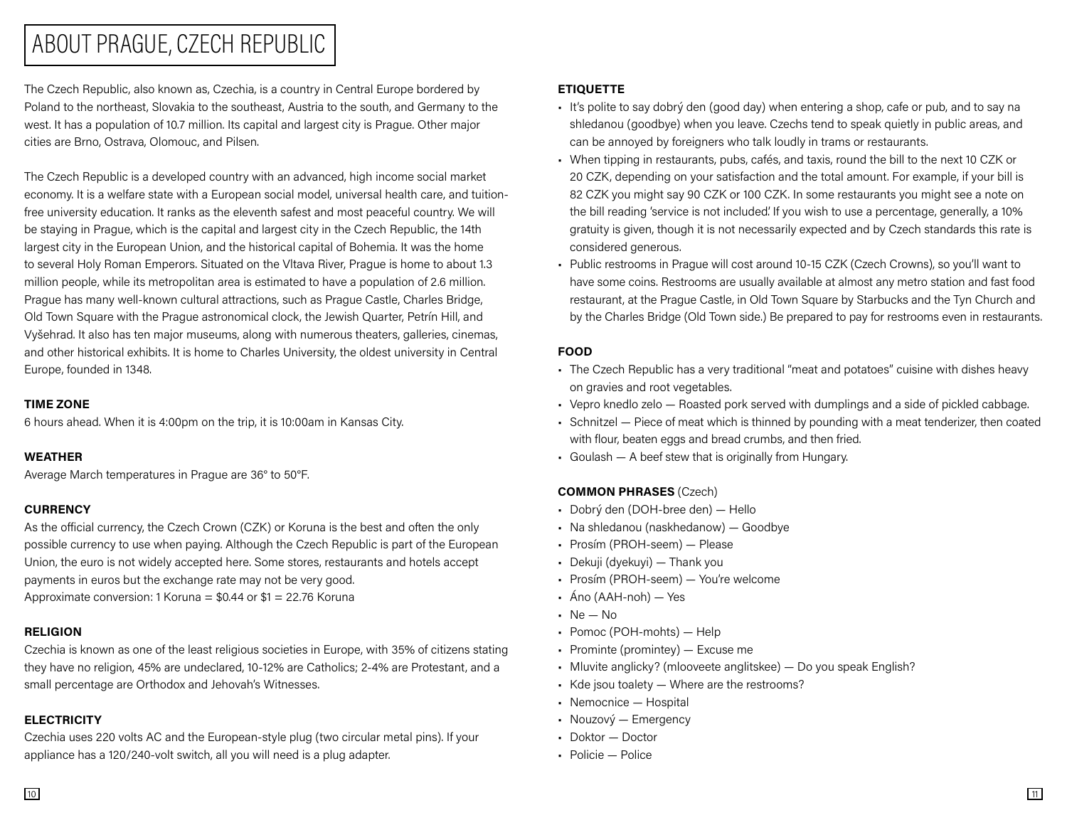# ABOUT PRAGUE, CZECH REPUBLIC

The Czech Republic, also known as, Czechia, is a country in Central Europe bordered by Poland to the northeast, Slovakia to the southeast, Austria to the south, and Germany to the west. It has a population of 10.7 million. Its capital and largest city is Prague. Other major cities are Brno, Ostrava, Olomouc, and Pilsen.

The Czech Republic is a developed country with an advanced, high income social market economy. It is a welfare state with a European social model, universal health care, and tuition-free university education. It ranks as the eleventh safest and most peaceful country. We will be staying in Prague, which is the capital and largest city in the Czech Republic, the 14th largest city in the European Union, and the historical capital of Bohemia. It was the home to several Holy Roman Emperors. Situated on the Vltava River, Prague is home to about 1.3 million people, while its metropolitan area is estimated to have a population of 2.6 million. Prague has many well-known cultural attractions, such as Prague Castle, Charles Bridge, Old Town Square with the Prague astronomical clock, the Jewish Quarter, Petrín Hill, and Vyšehrad. It also has ten major museums, along with numerous theaters, galleries, cinemas, and other historical exhibits. It is home to Charles University, the oldest university in Central Europe, founded in 1348.

**TIME ZONE**

6 hours ahead. When it is 4:00pm on the trip, it is 10:00am in Kansas City.

**WEATHER**

Average March temperatures in Prague are 36° to 50°F.

**CURRENCY**

As the official currency, the Czech Crown (CZK) or Koruna is the best and often the only possible currency to use when paying. Although the Czech Republic is part of the European Union, the euro is not widely accepted here. Some stores, restaurants and hotels accept payments in euros but the exchange rate may not be very good.
Approximate conversion: 1 Koruna = $0.44 or $1 = 22.76 Koruna

**RELIGION**

Czechia is known as one of the least religious societies in Europe, with 35% of citizens stating they have no religion, 45% are undeclared, 10-12% are Catholics; 2-4% are Protestant, and a small percentage are Orthodox and Jehovah's Witnesses.

**ELECTRICITY**

Czechia uses 220 volts AC and the European-style plug (two circular metal pins). If your appliance has a 120/240-volt switch, all you will need is a plug adapter.

**ETIQUETTE**

- It's polite to say dobrý den (good day) when entering a shop, cafe or pub, and to say na shledanou (goodbye) when you leave. Czechs tend to speak quietly in public areas, and can be annoyed by foreigners who talk loudly in trams or restaurants.
- When tipping in restaurants, pubs, cafés, and taxis, round the bill to the next 10 CZK or 20 CZK, depending on your satisfaction and the total amount. For example, if your bill is 82 CZK you might say 90 CZK or 100 CZK. In some restaurants you might see a note on the bill reading 'service is not included.' If you wish to use a percentage, generally, a 10% gratuity is given, though it is not necessarily expected and by Czech standards this rate is considered generous.
- Public restrooms in Prague will cost around 10-15 CZK (Czech Crowns), so you'll want to have some coins. Restrooms are usually available at almost any metro station and fast food restaurant, at the Prague Castle, in Old Town Square by Starbucks and the Tyn Church and by the Charles Bridge (Old Town side.) Be prepared to pay for restrooms even in restaurants.

**FOOD**

- The Czech Republic has a very traditional "meat and potatoes" cuisine with dishes heavy on gravies and root vegetables.
- Vepro knedlo zelo — Roasted pork served with dumplings and a side of pickled cabbage.
- Schnitzel — Piece of meat which is thinned by pounding with a meat tenderizer, then coated with flour, beaten eggs and bread crumbs, and then fried.
- Goulash — A beef stew that is originally from Hungary.

**COMMON PHRASES** (Czech)

- Dobrý den (DOH-bree den) — Hello
- Na shledanou (naskhedanow) — Goodbye
- Prosím (PROH-seem) — Please
- Dekuji (dyekuyi) — Thank you
- Prosím (PROH-seem) — You're welcome
- Áno (AAH-noh) — Yes
- Ne — No
- Pomoc (POH-mohts) — Help
- Prominte (promintey) — Excuse me
- Mluvite anglicky? (mlooveete anglitskee) — Do you speak English?
- Kde jsou toalety — Where are the restrooms?
- Nemocnice — Hospital
- Nouzový — Emergency
- Doktor — Doctor
- Policie — Police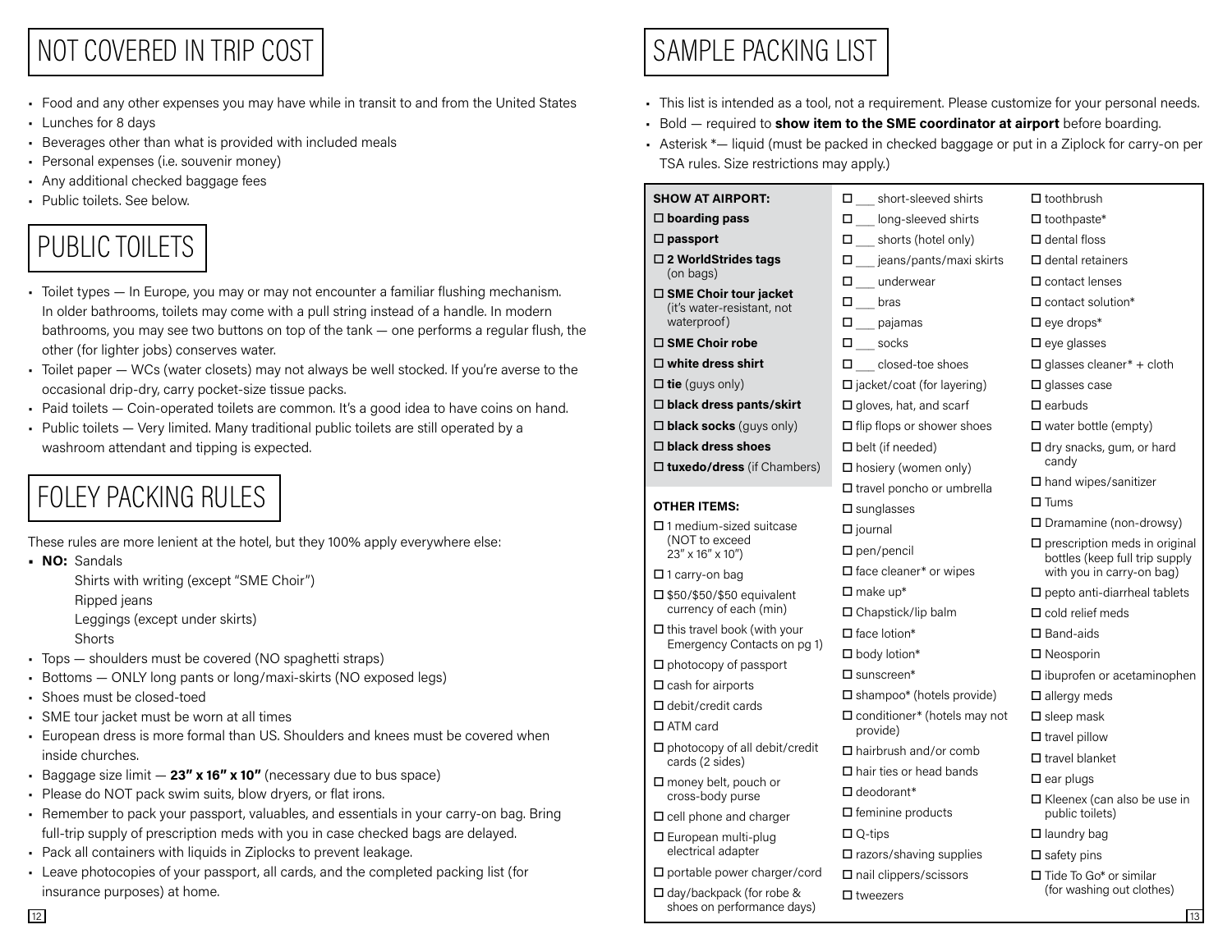# NOT COVERED IN TRIP COST

- Food and any other expenses you may have while in transit to and from the United States
- Lunches for 8 days
- Beverages other than what is provided with included meals
- Personal expenses (i.e. souvenir money)
- Any additional checked baggage fees
- Public toilets. See below.

# PUBLIC TOILETS

- Toilet types — In Europe, you may or may not encounter a familiar flushing mechanism. In older bathrooms, toilets may come with a pull string instead of a handle. In modern bathrooms, you may see two buttons on top of the tank — one performs a regular flush, the other (for lighter jobs) conserves water.
- Toilet paper — WCs (water closets) may not always be well stocked. If you're averse to the occasional drip-dry, carry pocket-size tissue packs.
- Paid toilets — Coin-operated toilets are common. It's a good idea to have coins on hand.
- Public toilets — Very limited. Many traditional public toilets are still operated by a washroom attendant and tipping is expected.

# FOLEY PACKING RULES

These rules are more lenient at the hotel, but they 100% apply everywhere else:

- **NO:** Sandals
  Shirts with writing (except "SME Choir")
  Ripped jeans
  Leggings (except under skirts)
  Shorts
- Tops — shoulders must be covered (NO spaghetti straps)
- Bottoms — ONLY long pants or long/maxi-skirts (NO exposed legs)
- Shoes must be closed-toed
- SME tour jacket must be worn at all times
- European dress is more formal than US. Shoulders and knees must be covered when inside churches.
- Baggage size limit — **23" x 16" x 10"** (necessary due to bus space)
- Please do NOT pack swim suits, blow dryers, or flat irons.
- Remember to pack your passport, valuables, and essentials in your carry-on bag. Bring full-trip supply of prescription meds with you in case checked bags are delayed.
- Pack all containers with liquids in Ziplocks to prevent leakage.
- Leave photocopies of your passport, all cards, and the completed packing list (for insurance purposes) at home.

# SAMPLE PACKING LIST

- This list is intended as a tool, not a requirement. Please customize for your personal needs.
- Bold — required to **show item to the SME coordinator at airport** before boarding.
- Asterisk *— liquid (must be packed in checked baggage or put in a Ziplock for carry-on per TSA rules. Size restrictions may apply.)

**SHOW AT AIRPORT:**

- ☐ **boarding pass**
- ☐ **passport**
- ☐ **2 WorldStrides tags** (on bags)
- ☐ **SME Choir tour jacket** (it's water-resistant, not waterproof)
- ☐ **SME Choir robe**
- ☐ **white dress shirt**
- ☐ **tie** (guys only)
- ☐ **black dress pants/skirt**
- ☐ **black socks** (guys only)
- ☐ **black dress shoes**
- ☐ **tuxedo/dress** (if Chambers)

**OTHER ITEMS:**

- ☐ 1 medium-sized suitcase (NOT to exceed 23" x 16" x 10")
- ☐ 1 carry-on bag
- ☐ $50/$50/$50 equivalent currency of each (min)
- ☐ this travel book (with your Emergency Contacts on pg 1)
- ☐ photocopy of passport
- ☐ cash for airports
- ☐ debit/credit cards
- ☐ ATM card
- ☐ photocopy of all debit/credit cards (2 sides)
- ☐ money belt, pouch or cross-body purse
- ☐ cell phone and charger
- ☐ European multi-plug electrical adapter
- ☐ portable power charger/cord
- ☐ day/backpack (for robe & shoes on performance days)
- ☐ ___ short-sleeved shirts
- ☐ ___ long-sleeved shirts
- ☐ ___ shorts (hotel only)
- ☐ ___ jeans/pants/maxi skirts
- ☐ ___ underwear
- ☐ ___ bras
- ☐ ___ pajamas
- ☐ ___ socks
- ☐ ___ closed-toe shoes
- ☐ jacket/coat (for layering)
- ☐ gloves, hat, and scarf
- ☐ flip flops or shower shoes
- ☐ belt (if needed)
- ☐ hosiery (women only)
- ☐ travel poncho or umbrella
- ☐ sunglasses
- ☐ journal
- ☐ pen/pencil
- ☐ face cleaner* or wipes
- ☐ make up*
- ☐ Chapstick/lip balm
- ☐ face lotion*
- ☐ body lotion*
- ☐ sunscreen*
- ☐ shampoo* (hotels provide)
- ☐ conditioner* (hotels may not provide)
- ☐ hairbrush and/or comb
- ☐ hair ties or head bands
- ☐ deodorant*
- ☐ feminine products
- ☐ Q-tips
- ☐ razors/shaving supplies
- ☐ nail clippers/scissors
- ☐ tweezers
- ☐ toothbrush
- ☐ toothpaste*
- ☐ dental floss
- ☐ dental retainers
- ☐ contact lenses
- ☐ contact solution*
- ☐ eye drops*
- ☐ eye glasses
- ☐ glasses cleaner* + cloth
- ☐ glasses case
- ☐ earbuds
- ☐ water bottle (empty)
- ☐ dry snacks, gum, or hard candy
- ☐ hand wipes/sanitizer
- ☐ Tums
- ☐ Dramamine (non-drowsy)
- ☐ prescription meds in original bottles (keep full trip supply with you in carry-on bag)
- ☐ pepto anti-diarrheal tablets
- ☐ cold relief meds
- ☐ Band-aids
- ☐ Neosporin
- ☐ ibuprofen or acetaminophen
- ☐ allergy meds
- ☐ sleep mask
- ☐ travel pillow
- ☐ travel blanket
- ☐ ear plugs
- ☐ Kleenex (can also be use in public toilets)
- ☐ laundry bag
- ☐ safety pins
- ☐ Tide To Go* or similar (for washing out clothes)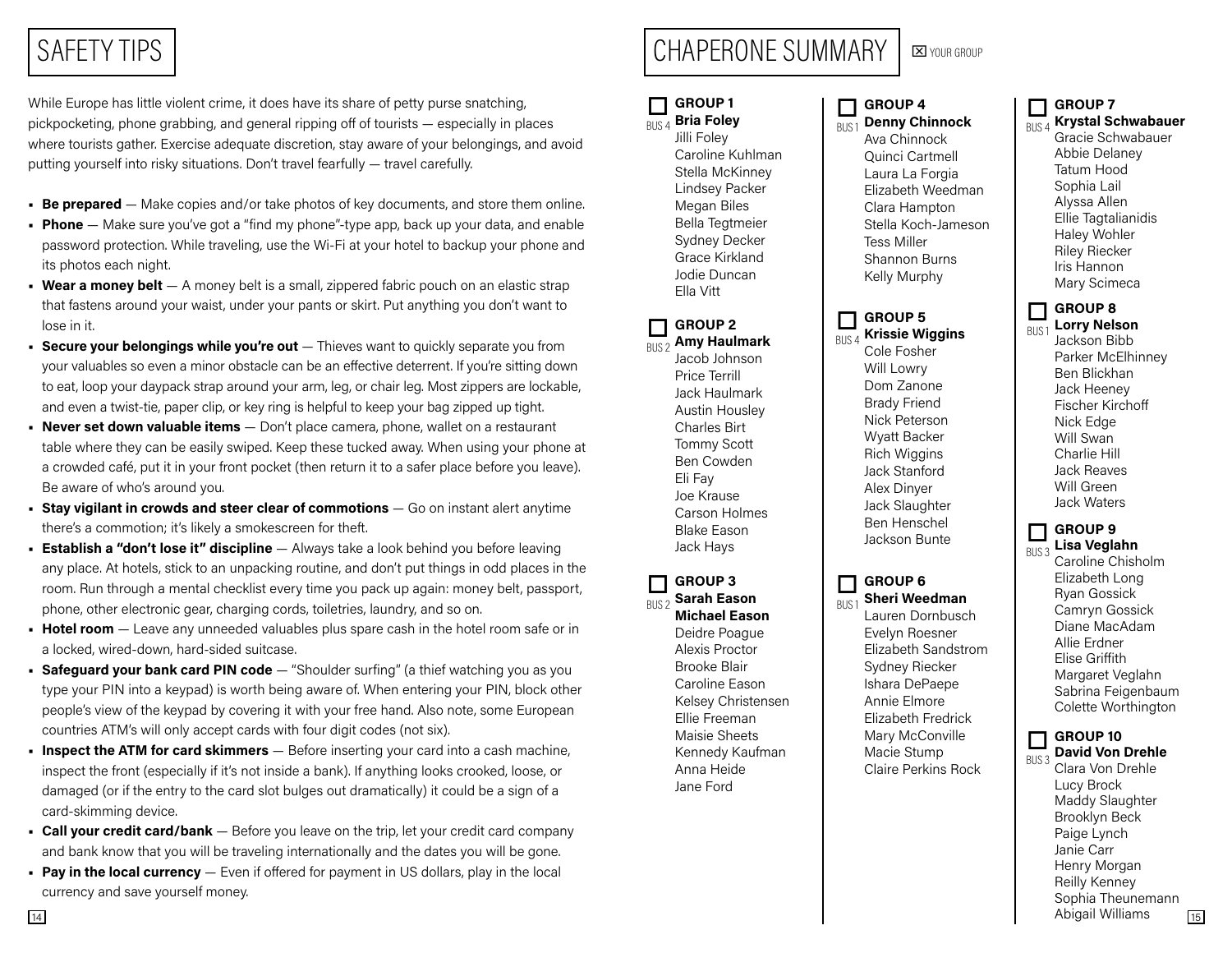# SAFETY TIPS

While Europe has little violent crime, it does have its share of petty purse snatching, pickpocketing, phone grabbing, and general ripping off of tourists — especially in places where tourists gather. Exercise adequate discretion, stay aware of your belongings, and avoid putting yourself into risky situations. Don't travel fearfully — travel carefully.

- **Be prepared** — Make copies and/or take photos of key documents, and store them online.
- **Phone** — Make sure you've got a "find my phone"-type app, back up your data, and enable password protection. While traveling, use the Wi-Fi at your hotel to backup your phone and its photos each night.
- **Wear a money belt** — A money belt is a small, zippered fabric pouch on an elastic strap that fastens around your waist, under your pants or skirt. Put anything you don't want to lose in it.
- **Secure your belongings while you're out** — Thieves want to quickly separate you from your valuables so even a minor obstacle can be an effective deterrent. If you're sitting down to eat, loop your daypack strap around your arm, leg, or chair leg. Most zippers are lockable, and even a twist-tie, paper clip, or key ring is helpful to keep your bag zipped up tight.
- **Never set down valuable items** — Don't place camera, phone, wallet on a restaurant table where they can be easily swiped. Keep these tucked away. When using your phone at a crowded café, put it in your front pocket (then return it to a safer place before you leave). Be aware of who's around you.
- **Stay vigilant in crowds and steer clear of commotions** — Go on instant alert anytime there's a commotion; it's likely a smokescreen for theft.
- **Establish a "don't lose it" discipline** — Always take a look behind you before leaving any place. At hotels, stick to an unpacking routine, and don't put things in odd places in the room. Run through a mental checklist every time you pack up again: money belt, passport, phone, other electronic gear, charging cords, toiletries, laundry, and so on.
- **Hotel room** — Leave any unneeded valuables plus spare cash in the hotel room safe or in a locked, wired-down, hard-sided suitcase.
- **Safeguard your bank card PIN code** — "Shoulder surfing" (a thief watching you as you type your PIN into a keypad) is worth being aware of. When entering your PIN, block other people's view of the keypad by covering it with your free hand. Also note, some European countries ATM's will only accept cards with four digit codes (not six).
- **Inspect the ATM for card skimmers** — Before inserting your card into a cash machine, inspect the front (especially if it's not inside a bank). If anything looks crooked, loose, or damaged (or if the entry to the card slot bulges out dramatically) it could be a sign of a card-skimming device.
- **Call your credit card/bank** — Before you leave on the trip, let your credit card company and bank know that you will be traveling internationally and the dates you will be gone.
- **Pay in the local currency** — Even if offered for payment in US dollars, play in the local currency and save yourself money.

# CHAPERONE SUMMARY

☒ YOUR GROUP

☐ **GROUP 1** (BUS 4)
**Bria Foley**
Jilli Foley
Caroline Kuhlman
Stella McKinney
Lindsey Packer
Megan Biles
Bella Tegtmeier
Sydney Decker
Grace Kirkland
Jodie Duncan
Ella Vitt

☐ **GROUP 2** (BUS 2)
**Amy Haulmark**
Jacob Johnson
Price Terrill
Jack Haulmark
Austin Housley
Charles Birt
Tommy Scott
Ben Cowden
Eli Fay
Joe Krause
Carson Holmes
Blake Eason
Jack Hays

☐ **GROUP 3** (BUS 2)
**Sarah Eason**
**Michael Eason**
Deidre Poague
Alexis Proctor
Brooke Blair
Caroline Eason
Kelsey Christensen
Ellie Freeman
Maisie Sheets
Kennedy Kaufman
Anna Heide
Jane Ford

☐ **GROUP 4** (BUS 1)
**Denny Chinnock**
Ava Chinnock
Quinci Cartmell
Laura La Forgia
Elizabeth Weedman
Clara Hampton
Stella Koch-Jameson
Tess Miller
Shannon Burns
Kelly Murphy

☐ **GROUP 5** (BUS 4)
**Krissie Wiggins**
Cole Fosher
Will Lowry
Dom Zanone
Brady Friend
Nick Peterson
Wyatt Backer
Rich Wiggins
Jack Stanford
Alex Dinyer
Jack Slaughter
Ben Henschel
Jackson Bunte

☐ **GROUP 6** (BUS 1)
**Sheri Weedman**
Lauren Dornbusch
Evelyn Roesner
Elizabeth Sandstrom
Sydney Riecker
Ishara DePaepe
Annie Elmore
Elizabeth Fredrick
Mary McConville
Macie Stump
Claire Perkins Rock

☐ **GROUP 7** (BUS 4)
**Krystal Schwabauer**
Gracie Schwabauer
Abbie Delaney
Tatum Hood
Sophia Lail
Alyssa Allen
Ellie Tagtalianidis
Haley Wohler
Riley Riecker
Iris Hannon
Mary Scimeca

☐ **GROUP 8** (BUS 1)
**Lorry Nelson**
Jackson Bibb
Parker McElhinney
Ben Blickhan
Jack Heeney
Fischer Kirchoff
Nick Edge
Will Swan
Charlie Hill
Jack Reaves
Will Green
Jack Waters

☐ **GROUP 9** (BUS 3)
**Lisa Veglahn**
Caroline Chisholm
Elizabeth Long
Ryan Gossick
Camryn Gossick
Diane MacAdam
Allie Erdner
Elise Griffith
Margaret Veglahn
Sabrina Feigenbaum
Colette Worthington

☐ **GROUP 10** (BUS 3)
**David Von Drehle**
Clara Von Drehle
Lucy Brock
Maddy Slaughter
Brooklyn Beck
Paige Lynch
Janie Carr
Henry Morgan
Reilly Kenney
Sophia Theunemann
Abigail Williams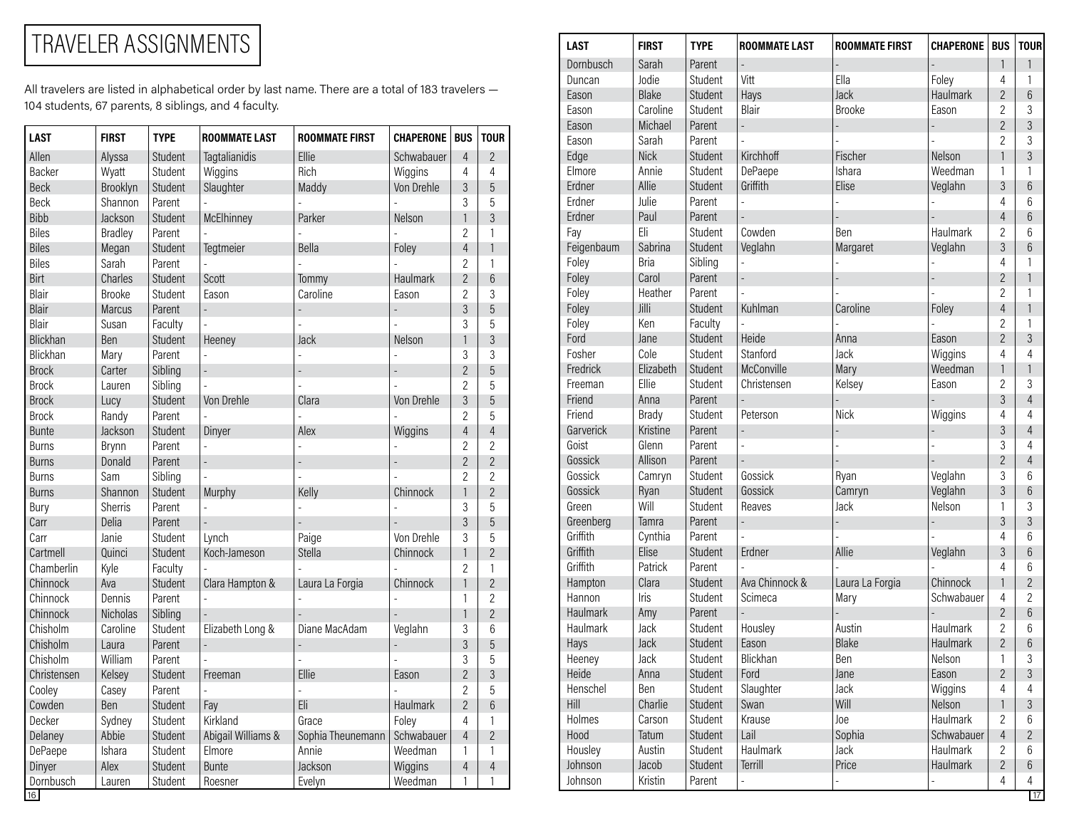# TRAVELER ASSIGNMENTS

All travelers are listed in alphabetical order by last name. There are a total of 183 travelers — 104 students, 67 parents, 8 siblings, and 4 faculty.

| LAST | FIRST | TYPE | ROOMMATE LAST | ROOMMATE FIRST | CHAPERONE | BUS | TOUR |
|---|---|---|---|---|---|---|---|
| Allen | Alyssa | Student | Tagtalianidis | Ellie | Schwabauer | 4 | 2 |
| Backer | Wyatt | Student | Wiggins | Rich | Wiggins | 4 | 4 |
| Beck | Brooklyn | Student | Slaughter | Maddy | Von Drehle | 3 | 5 |
| Beck | Shannon | Parent | - | - | - | 3 | 5 |
| Bibb | Jackson | Student | McElhinney | Parker | Nelson | 1 | 3 |
| Biles | Bradley | Parent | - | - | - | 2 | 1 |
| Biles | Megan | Student | Tegtmeier | Bella | Foley | 4 | 1 |
| Biles | Sarah | Parent | - | - | - | 2 | 1 |
| Birt | Charles | Student | Scott | Tommy | Haulmark | 2 | 6 |
| Blair | Brooke | Student | Eason | Caroline | Eason | 2 | 3 |
| Blair | Marcus | Parent | - | - | - | 3 | 5 |
| Blair | Susan | Faculty | - | - | - | 3 | 5 |
| Blickhan | Ben | Student | Heeney | Jack | Nelson | 1 | 3 |
| Blickhan | Mary | Parent | - | - | - | 3 | 3 |
| Brock | Carter | Sibling | - | - | - | 2 | 5 |
| Brock | Lauren | Sibling | - | - | - | 2 | 5 |
| Brock | Lucy | Student | Von Drehle | Clara | Von Drehle | 3 | 5 |
| Brock | Randy | Parent | - | - | - | 2 | 5 |
| Bunte | Jackson | Student | Dinyer | Alex | Wiggins | 4 | 4 |
| Burns | Brynn | Parent | - | - | - | 2 | 2 |
| Burns | Donald | Parent | - | - | - | 2 | 2 |
| Burns | Sam | Sibling | - | - | - | 2 | 2 |
| Burns | Shannon | Student | Murphy | Kelly | Chinnock | 1 | 2 |
| Bury | Sherris | Parent | - | - | - | 3 | 5 |
| Carr | Delia | Parent | - | - | - | 3 | 5 |
| Carr | Janie | Student | Lynch | Paige | Von Drehle | 3 | 5 |
| Cartmell | Quinci | Student | Koch-Jameson | Stella | Chinnock | 1 | 2 |
| Chamberlin | Kyle | Faculty | - | - | - | 2 | 1 |
| Chinnock | Ava | Student | Clara Hampton & | Laura La Forgia | Chinnock | 1 | 2 |
| Chinnock | Dennis | Parent | - | - | - | 1 | 2 |
| Chinnock | Nicholas | Sibling | - | - | - | 1 | 2 |
| Chisholm | Caroline | Student | Elizabeth Long & | Diane MacAdam | Veglahn | 3 | 6 |
| Chisholm | Laura | Parent | - | - | - | 3 | 5 |
| Chisholm | William | Parent | - | - | - | 3 | 5 |
| Christensen | Kelsey | Student | Freeman | Ellie | Eason | 2 | 3 |
| Cooley | Casey | Parent | - | - | - | 2 | 5 |
| Cowden | Ben | Student | Fay | Eli | Haulmark | 2 | 6 |
| Decker | Sydney | Student | Kirkland | Grace | Foley | 4 | 1 |
| Delaney | Abbie | Student | Abigail Williams & | Sophia Theunemann | Schwabauer | 4 | 2 |
| DePaepe | Ishara | Student | Elmore | Annie | Weedman | 1 | 1 |
| Dinyer | Alex | Student | Bunte | Jackson | Wiggins | 4 | 4 |
| Dornbusch | Lauren | Student | Roesner | Evelyn | Weedman | 1 | 1 |
| Dornbusch | Sarah | Parent | - | - | - | 1 | 1 |
| Duncan | Jodie | Student | Vitt | Ella | Foley | 4 | 1 |
| Eason | Blake | Student | Hays | Jack | Haulmark | 2 | 6 |
| Eason | Caroline | Student | Blair | Brooke | Eason | 2 | 3 |
| Eason | Michael | Parent | - | - | - | 2 | 3 |
| Eason | Sarah | Parent | - | - | - | 2 | 3 |
| Edge | Nick | Student | Kirchhoff | Fischer | Nelson | 1 | 3 |
| Elmore | Annie | Student | DePaepe | Ishara | Weedman | 1 | 1 |
| Erdner | Allie | Student | Griffith | Elise | Veglahn | 3 | 6 |
| Erdner | Julie | Parent | - | - | - | 4 | 6 |
| Erdner | Paul | Parent | - | - | - | 4 | 6 |
| Fay | Eli | Student | Cowden | Ben | Haulmark | 2 | 6 |
| Feigenbaum | Sabrina | Student | Veglahn | Margaret | Veglahn | 3 | 6 |
| Foley | Bria | Sibling | - | - | - | 4 | 1 |
| Foley | Carol | Parent | - | - | - | 2 | 1 |
| Foley | Heather | Parent | - | - | - | 2 | 1 |
| Foley | Jilli | Student | Kuhlman | Caroline | Foley | 4 | 1 |
| Foley | Ken | Faculty | - | - | - | 2 | 1 |
| Ford | Jane | Student | Heide | Anna | Eason | 2 | 3 |
| Fosher | Cole | Student | Stanford | Jack | Wiggins | 4 | 4 |
| Fredrick | Elizabeth | Student | McConville | Mary | Weedman | 1 | 1 |
| Freeman | Ellie | Student | Christensen | Kelsey | Eason | 2 | 3 |
| Friend | Anna | Parent | - | - | - | 3 | 4 |
| Friend | Brady | Student | Peterson | Nick | Wiggins | 4 | 4 |
| Garverick | Kristine | Parent | - | - | - | 3 | 4 |
| Goist | Glenn | Parent | - | - | - | 3 | 4 |
| Gossick | Allison | Parent | - | - | - | 2 | 4 |
| Gossick | Camryn | Student | Gossick | Ryan | Veglahn | 3 | 6 |
| Gossick | Ryan | Student | Gossick | Camryn | Veglahn | 3 | 6 |
| Green | Will | Student | Reaves | Jack | Nelson | 1 | 3 |
| Greenberg | Tamra | Parent | - | - | - | 3 | 3 |
| Griffith | Cynthia | Parent | - | - | - | 4 | 6 |
| Griffith | Elise | Student | Erdner | Allie | Veglahn | 3 | 6 |
| Griffith | Patrick | Parent | - | - | - | 4 | 6 |
| Hampton | Clara | Student | Ava Chinnock & | Laura La Forgia | Chinnock | 1 | 2 |
| Hannon | Iris | Student | Scimeca | Mary | Schwabauer | 4 | 2 |
| Haulmark | Amy | Parent | - | - | - | 2 | 6 |
| Haulmark | Jack | Student | Housley | Austin | Haulmark | 2 | 6 |
| Hays | Jack | Student | Eason | Blake | Haulmark | 2 | 6 |
| Heeney | Jack | Student | Blickhan | Ben | Nelson | 1 | 3 |
| Heide | Anna | Student | Ford | Jane | Eason | 2 | 3 |
| Henschel | Ben | Student | Slaughter | Jack | Wiggins | 4 | 4 |
| Hill | Charlie | Student | Swan | Will | Nelson | 1 | 3 |
| Holmes | Carson | Student | Krause | Joe | Haulmark | 2 | 6 |
| Hood | Tatum | Student | Lail | Sophia | Schwabauer | 4 | 2 |
| Housley | Austin | Student | Haulmark | Jack | Haulmark | 2 | 6 |
| Johnson | Jacob | Student | Terrill | Price | Haulmark | 2 | 6 |
| Johnson | Kristin | Parent | - | - | - | 4 | 4 |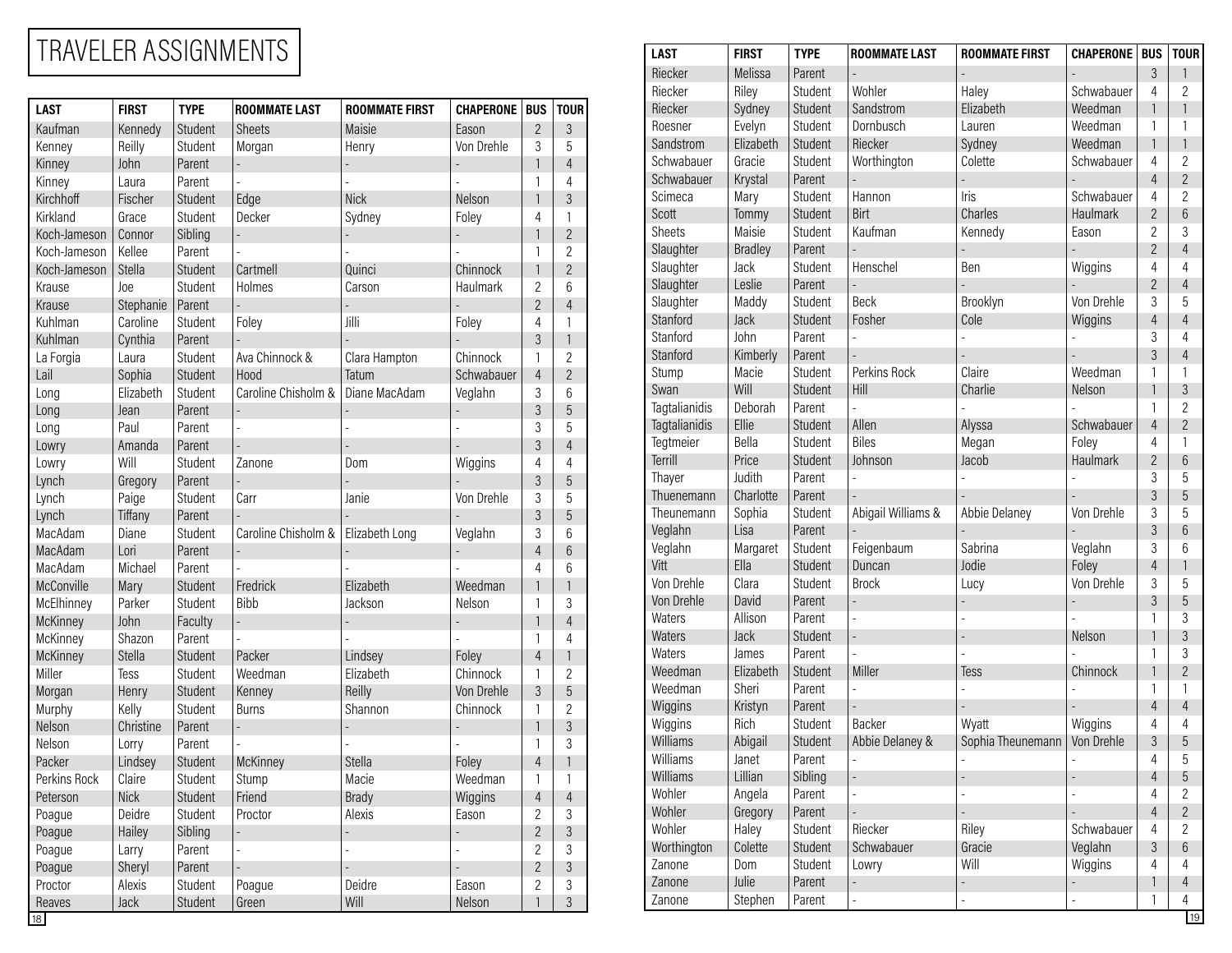# TRAVELER ASSIGNMENTS

| LAST | FIRST | TYPE | ROOMMATE LAST | ROOMMATE FIRST | CHAPERONE | BUS | TOUR |
|---|---|---|---|---|---|---|---|
| Kaufman | Kennedy | Student | Sheets | Maisie | Eason | 2 | 3 |
| Kenney | Reilly | Student | Morgan | Henry | Von Drehle | 3 | 5 |
| Kinney | John | Parent | - | - | - | 1 | 4 |
| Kinney | Laura | Parent | - | - | - | 1 | 4 |
| Kirchhoff | Fischer | Student | Edge | Nick | Nelson | 1 | 3 |
| Kirkland | Grace | Student | Decker | Sydney | Foley | 4 | 1 |
| Koch-Jameson | Connor | Sibling | - | - | - | 1 | 2 |
| Koch-Jameson | Kellee | Parent | - | - | - | 1 | 2 |
| Koch-Jameson | Stella | Student | Cartmell | Quinci | Chinnock | 1 | 2 |
| Krause | Joe | Student | Holmes | Carson | Haulmark | 2 | 6 |
| Krause | Stephanie | Parent | - | - | - | 2 | 4 |
| Kuhlman | Caroline | Student | Foley | Jilli | Foley | 4 | 1 |
| Kuhlman | Cynthia | Parent | - | - | - | 3 | 1 |
| La Forgia | Laura | Student | Ava Chinnock & | Clara Hampton | Chinnock | 1 | 2 |
| Lail | Sophia | Student | Hood | Tatum | Schwabauer | 4 | 2 |
| Long | Elizabeth | Student | Caroline Chisholm & | Diane MacAdam | Veglahn | 3 | 6 |
| Long | Jean | Parent | - | - | - | 3 | 5 |
| Long | Paul | Parent | - | - | - | 3 | 5 |
| Lowry | Amanda | Parent | - | - | - | 3 | 4 |
| Lowry | Will | Student | Zanone | Dom | Wiggins | 4 | 4 |
| Lynch | Gregory | Parent | - | - | - | 3 | 5 |
| Lynch | Paige | Student | Carr | Janie | Von Drehle | 3 | 5 |
| Lynch | Tiffany | Parent | - | - | - | 3 | 5 |
| MacAdam | Diane | Student | Caroline Chisholm & | Elizabeth Long | Veglahn | 3 | 6 |
| MacAdam | Lori | Parent | - | - | - | 4 | 6 |
| MacAdam | Michael | Parent | - | - | - | 4 | 6 |
| McConville | Mary | Student | Fredrick | Elizabeth | Weedman | 1 | 1 |
| McElhinney | Parker | Student | Bibb | Jackson | Nelson | 1 | 3 |
| McKinney | John | Faculty | - | - | - | 1 | 4 |
| McKinney | Shazon | Parent | - | - | - | 1 | 4 |
| McKinney | Stella | Student | Packer | Lindsey | Foley | 4 | 1 |
| Miller | Tess | Student | Weedman | Elizabeth | Chinnock | 1 | 2 |
| Morgan | Henry | Student | Kenney | Reilly | Von Drehle | 3 | 5 |
| Murphy | Kelly | Student | Burns | Shannon | Chinnock | 1 | 2 |
| Nelson | Christine | Parent | - | - | - | 1 | 3 |
| Nelson | Lorry | Parent | - | - | - | 1 | 3 |
| Packer | Lindsey | Student | McKinney | Stella | Foley | 4 | 1 |
| Perkins Rock | Claire | Student | Stump | Macie | Weedman | 1 | 1 |
| Peterson | Nick | Student | Friend | Brady | Wiggins | 4 | 4 |
| Poague | Deidre | Student | Proctor | Alexis | Eason | 2 | 3 |
| Poague | Hailey | Sibling | - | - | - | 2 | 3 |
| Poague | Larry | Parent | - | - | - | 2 | 3 |
| Poague | Sheryl | Parent | - | - | - | 2 | 3 |
| Proctor | Alexis | Student | Poague | Deidre | Eason | 2 | 3 |
| Reaves | Jack | Student | Green | Will | Nelson | 1 | 3 |

| LAST | FIRST | TYPE | ROOMMATE LAST | ROOMMATE FIRST | CHAPERONE | BUS | TOUR |
|---|---|---|---|---|---|---|---|
| Riecker | Melissa | Parent | - | - | - | 3 | 1 |
| Riecker | Riley | Student | Wohler | Haley | Schwabauer | 4 | 2 |
| Riecker | Sydney | Student | Sandstrom | Elizabeth | Weedman | 1 | 1 |
| Roesner | Evelyn | Student | Dornbusch | Lauren | Weedman | 1 | 1 |
| Sandstrom | Elizabeth | Student | Riecker | Sydney | Weedman | 1 | 1 |
| Schwabauer | Gracie | Student | Worthington | Colette | Schwabauer | 4 | 2 |
| Schwabauer | Krystal | Parent | - | - | - | 4 | 2 |
| Scimeca | Mary | Student | Hannon | Iris | Schwabauer | 4 | 2 |
| Scott | Tommy | Student | Birt | Charles | Haulmark | 2 | 6 |
| Sheets | Maisie | Student | Kaufman | Kennedy | Eason | 2 | 3 |
| Slaughter | Bradley | Parent | - | - | - | 2 | 4 |
| Slaughter | Jack | Student | Henschel | Ben | Wiggins | 4 | 4 |
| Slaughter | Leslie | Parent | - | - | - | 2 | 4 |
| Slaughter | Maddy | Student | Beck | Brooklyn | Von Drehle | 3 | 5 |
| Stanford | Jack | Student | Fosher | Cole | Wiggins | 4 | 4 |
| Stanford | John | Parent | - | - | - | 3 | 4 |
| Stanford | Kimberly | Parent | - | - | - | 3 | 4 |
| Stump | Macie | Student | Perkins Rock | Claire | Weedman | 1 | 1 |
| Swan | Will | Student | Hill | Charlie | Nelson | 1 | 3 |
| Tagtalianidis | Deborah | Parent | - | - | - | 1 | 2 |
| Tagtalianidis | Ellie | Student | Allen | Alyssa | Schwabauer | 4 | 2 |
| Tegtmeier | Bella | Student | Biles | Megan | Foley | 4 | 1 |
| Terrill | Price | Student | Johnson | Jacob | Haulmark | 2 | 6 |
| Thayer | Judith | Parent | - | - | - | 3 | 5 |
| Thuenemann | Charlotte | Parent | - | - | - | 3 | 5 |
| Thuenemann | Sophia | Student | Abigail Williams & | Abbie Delaney | Von Drehle | 3 | 5 |
| Veglahn | Lisa | Parent | - | - | - | 3 | 6 |
| Veglahn | Margaret | Student | Feigenbaum | Sabrina | Veglahn | 3 | 6 |
| Vitt | Ella | Student | Duncan | Jodie | Foley | 4 | 1 |
| Von Drehle | Clara | Student | Brock | Lucy | Von Drehle | 3 | 5 |
| Von Drehle | David | Parent | - | - | - | 3 | 5 |
| Waters | Allison | Parent | - | - | - | 1 | 3 |
| Waters | Jack | Student | - | - | Nelson | 1 | 3 |
| Waters | James | Parent | - | - | - | 1 | 3 |
| Weedman | Elizabeth | Student | Miller | Tess | Chinnock | 1 | 2 |
| Weedman | Sheri | Parent | - | - | - | 1 | 1 |
| Wiggins | Kristyn | Parent | - | - | - | 4 | 4 |
| Wiggins | Rich | Student | Backer | Wyatt | Wiggins | 4 | 4 |
| Williams | Abigail | Student | Abbie Delaney & | Sophia Thuenemann | Von Drehle | 3 | 5 |
| Williams | Janet | Parent | - | - | - | 4 | 5 |
| Williams | Lillian | Sibling | - | - | - | 4 | 5 |
| Wohler | Angela | Parent | - | - | - | 4 | 2 |
| Wohler | Gregory | Parent | - | - | - | 4 | 2 |
| Wohler | Haley | Student | Riecker | Riley | Schwabauer | 4 | 2 |
| Worthington | Colette | Student | Schwabauer | Gracie | Veglahn | 3 | 6 |
| Zanone | Dom | Student | Lowry | Will | Wiggins | 4 | 4 |
| Zanone | Julie | Parent | - | - | - | 1 | 4 |
| Zanone | Stephen | Parent | - | - | - | 1 | 4 |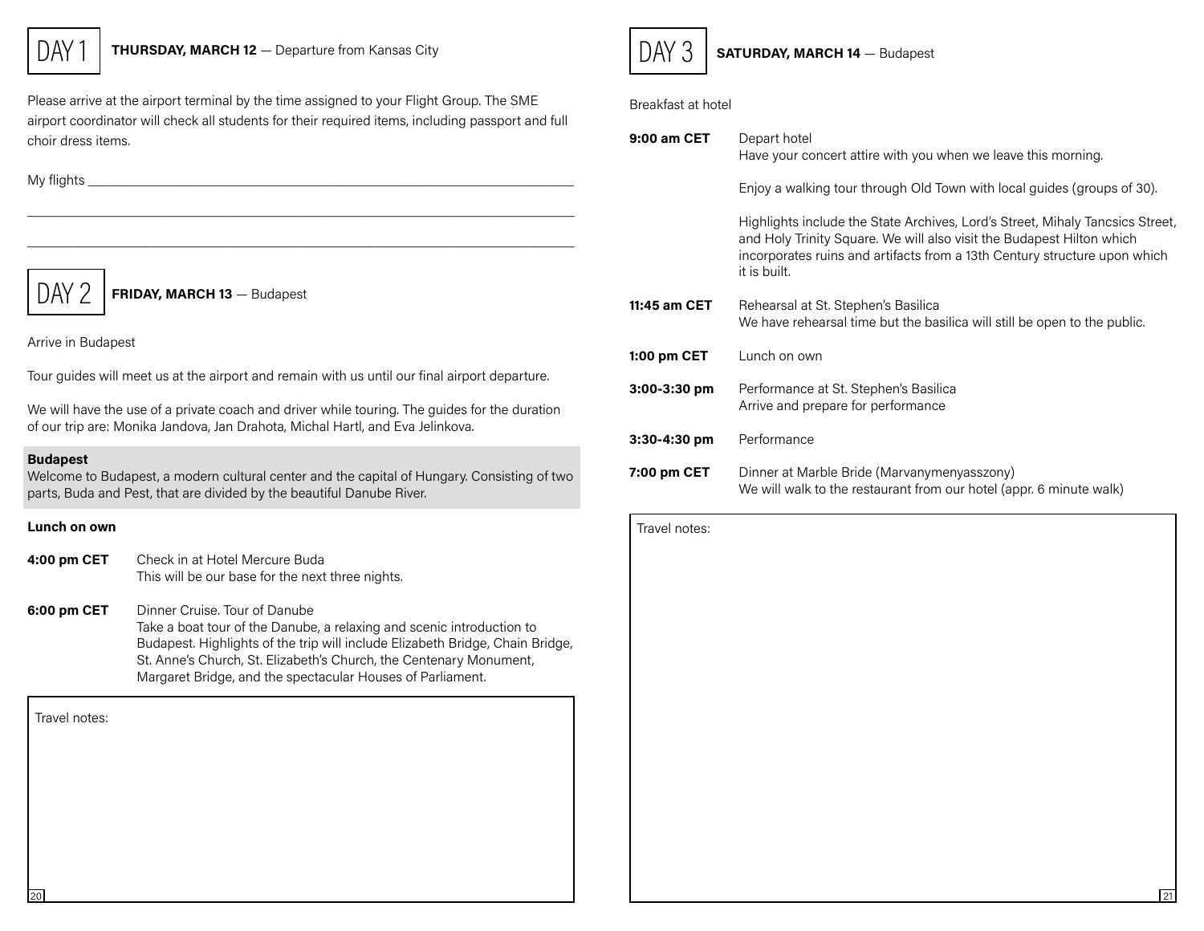## DAY 1

**THURSDAY, MARCH 12** — Departure from Kansas City

Please arrive at the airport terminal by the time assigned to your Flight Group. The SME airport coordinator will check all students for their required items, including passport and full choir dress items.

My flights ___________________________________________________________________

______________________________________________________________________________

______________________________________________________________________________

## DAY 2

**FRIDAY, MARCH 13** — Budapest

Arrive in Budapest

Tour guides will meet us at the airport and remain with us until our final airport departure.

We will have the use of a private coach and driver while touring. The guides for the duration of our trip are: Monika Jandova, Jan Drahota, Michal Hartl, and Eva Jelinkova.

**Budapest**
Welcome to Budapest, a modern cultural center and the capital of Hungary. Consisting of two parts, Buda and Pest, that are divided by the beautiful Danube River.

**Lunch on own**

**4:00 pm CET** — Check in at Hotel Mercure Buda
This will be our base for the next three nights.

**6:00 pm CET** — Dinner Cruise. Tour of Danube
Take a boat tour of the Danube, a relaxing and scenic introduction to Budapest. Highlights of the trip will include Elizabeth Bridge, Chain Bridge, St. Anne's Church, St. Elizabeth's Church, the Centenary Monument, Margaret Bridge, and the spectacular Houses of Parliament.

Travel notes:

## DAY 3

**SATURDAY, MARCH 14** — Budapest

Breakfast at hotel

**9:00 am CET** — Depart hotel
Have your concert attire with you when we leave this morning.

Enjoy a walking tour through Old Town with local guides (groups of 30).

Highlights include the State Archives, Lord's Street, Mihaly Tancsics Street, and Holy Trinity Square. We will also visit the Budapest Hilton which incorporates ruins and artifacts from a 13th Century structure upon which it is built.

**11:45 am CET** — Rehearsal at St. Stephen's Basilica
We have rehearsal time but the basilica will still be open to the public.

**1:00 pm CET** — Lunch on own

**3:00-3:30 pm** — Performance at St. Stephen's Basilica
Arrive and prepare for performance

**3:30-4:30 pm** — Performance

**7:00 pm CET** — Dinner at Marble Bride (Marvanymenyasszony)
We will walk to the restaurant from our hotel (appr. 6 minute walk)

Travel notes: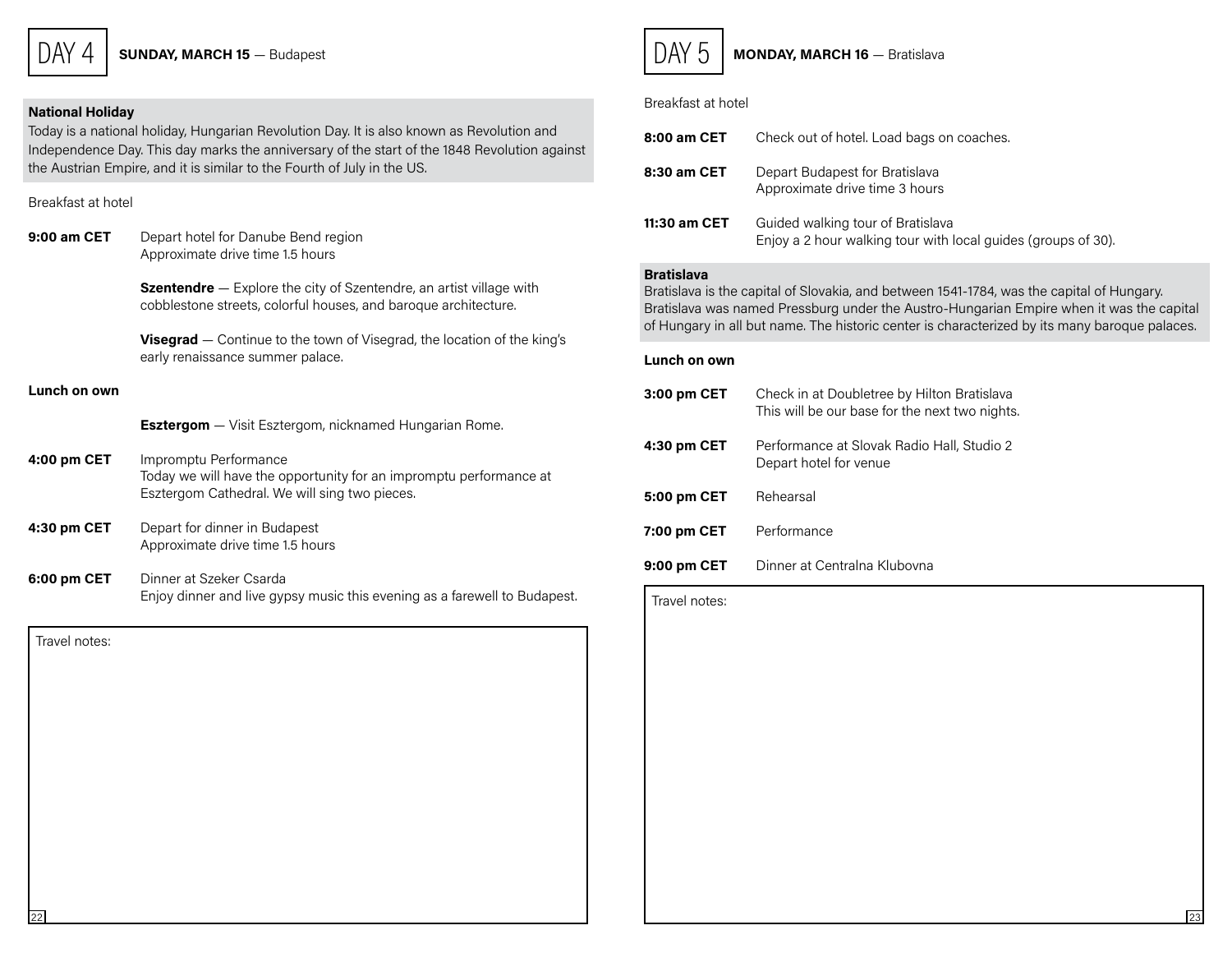# DAY 4

**SUNDAY, MARCH 15** — Budapest

**National Holiday**
Today is a national holiday, Hungarian Revolution Day. It is also known as Revolution and Independence Day. This day marks the anniversary of the start of the 1848 Revolution against the Austrian Empire, and it is similar to the Fourth of July in the US.

Breakfast at hotel

**9:00 am CET** Depart hotel for Danube Bend region
Approximate drive time 1.5 hours

**Szentendre** — Explore the city of Szentendre, an artist village with cobblestone streets, colorful houses, and baroque architecture.

**Visegrad** — Continue to the town of Visegrad, the location of the king's early renaissance summer palace.

**Lunch on own**

**Esztergom** — Visit Esztergom, nicknamed Hungarian Rome.

**4:00 pm CET** Impromptu Performance
Today we will have the opportunity for an impromptu performance at Esztergom Cathedral. We will sing two pieces.

**4:30 pm CET** Depart for dinner in Budapest
Approximate drive time 1.5 hours

**6:00 pm CET** Dinner at Szeker Csarda
Enjoy dinner and live gypsy music this evening as a farewell to Budapest.

Travel notes:

# DAY 5

**MONDAY, MARCH 16** — Bratislava

Breakfast at hotel

**8:00 am CET** Check out of hotel. Load bags on coaches.

**8:30 am CET** Depart Budapest for Bratislava
Approximate drive time 3 hours

**11:30 am CET** Guided walking tour of Bratislava
Enjoy a 2 hour walking tour with local guides (groups of 30).

**Bratislava**
Bratislava is the capital of Slovakia, and between 1541-1784, was the capital of Hungary. Bratislava was named Pressburg under the Austro-Hungarian Empire when it was the capital of Hungary in all but name. The historic center is characterized by its many baroque palaces.

**Lunch on own**

**3:00 pm CET** Check in at Doubletree by Hilton Bratislava
This will be our base for the next two nights.

**4:30 pm CET** Performance at Slovak Radio Hall, Studio 2
Depart hotel for venue

**5:00 pm CET** Rehearsal

**7:00 pm CET** Performance

**9:00 pm CET** Dinner at Centralna Klubovna

Travel notes: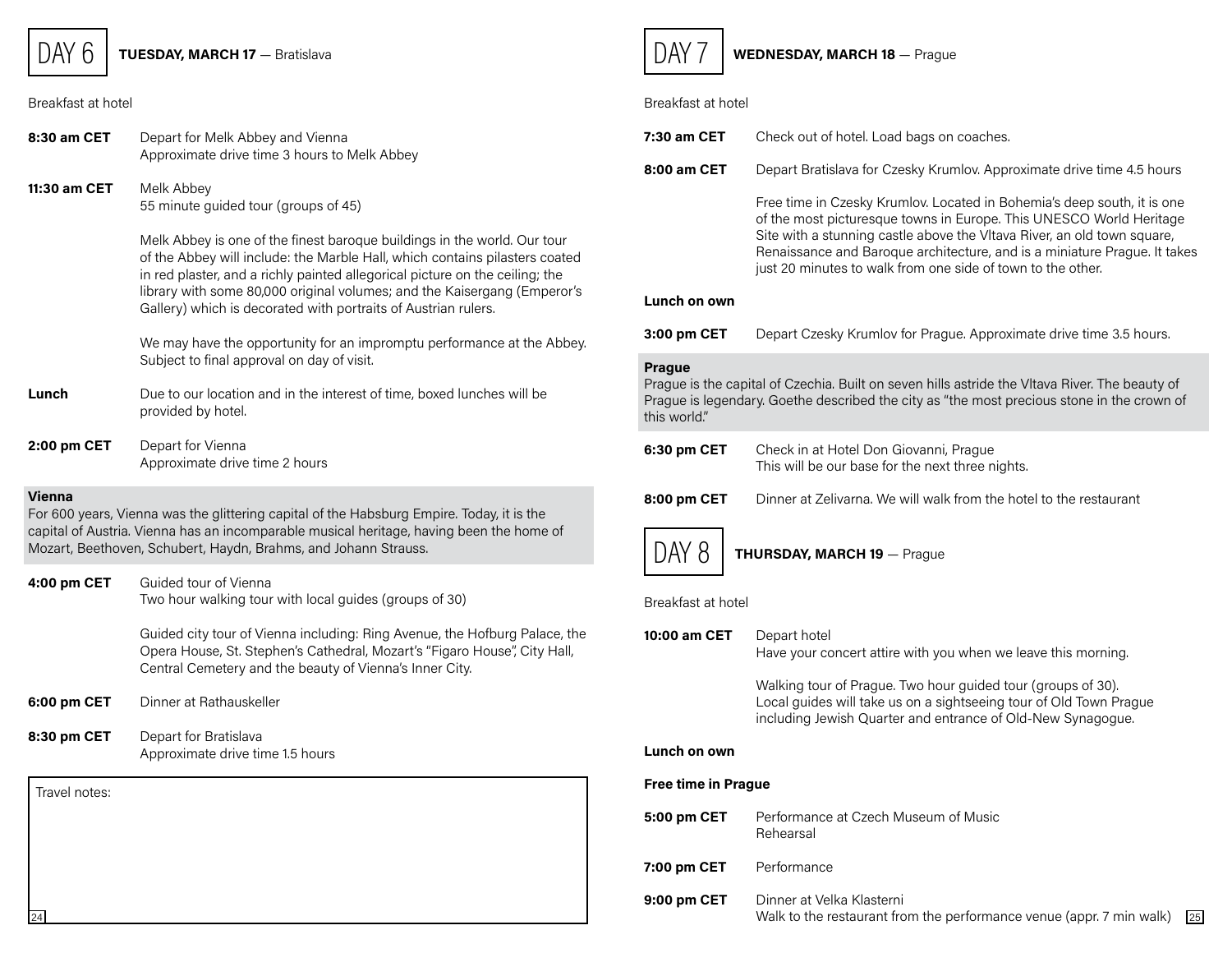## DAY 6 — TUESDAY, MARCH 17 — Bratislava

Breakfast at hotel

**8:30 am CET** Depart for Melk Abbey and Vienna
Approximate drive time 3 hours to Melk Abbey

**11:30 am CET** Melk Abbey
55 minute guided tour (groups of 45)

Melk Abbey is one of the finest baroque buildings in the world. Our tour of the Abbey will include: the Marble Hall, which contains pilasters coated in red plaster, and a richly painted allegorical picture on the ceiling; the library with some 80,000 original volumes; and the Kaisergang (Emperor's Gallery) which is decorated with portraits of Austrian rulers.

We may have the opportunity for an impromptu performance at the Abbey. Subject to final approval on day of visit.

**Lunch** Due to our location and in the interest of time, boxed lunches will be provided by hotel.

**2:00 pm CET** Depart for Vienna
Approximate drive time 2 hours

**Vienna**
For 600 years, Vienna was the glittering capital of the Habsburg Empire. Today, it is the capital of Austria. Vienna has an incomparable musical heritage, having been the home of Mozart, Beethoven, Schubert, Haydn, Brahms, and Johann Strauss.

**4:00 pm CET** Guided tour of Vienna
Two hour walking tour with local guides (groups of 30)

Guided city tour of Vienna including: Ring Avenue, the Hofburg Palace, the Opera House, St. Stephen's Cathedral, Mozart's "Figaro House", City Hall, Central Cemetery and the beauty of Vienna's Inner City.

**6:00 pm CET** Dinner at Rathauskeller

**8:30 pm CET** Depart for Bratislava
Approximate drive time 1.5 hours

Travel notes:

## DAY 7 — WEDNESDAY, MARCH 18 — Prague

Breakfast at hotel

**7:30 am CET** Check out of hotel. Load bags on coaches.

**8:00 am CET** Depart Bratislava for Czesky Krumlov. Approximate drive time 4.5 hours

Free time in Czesky Krumlov. Located in Bohemia's deep south, it is one of the most picturesque towns in Europe. This UNESCO World Heritage Site with a stunning castle above the Vltava River, an old town square, Renaissance and Baroque architecture, and is a miniature Prague. It takes just 20 minutes to walk from one side of town to the other.

**Lunch on own**

**3:00 pm CET** Depart Czesky Krumlov for Prague. Approximate drive time 3.5 hours.

**Prague**
Prague is the capital of Czechia. Built on seven hills astride the Vltava River. The beauty of Prague is legendary. Goethe described the city as "the most precious stone in the crown of this world."

**6:30 pm CET** Check in at Hotel Don Giovanni, Prague
This will be our base for the next three nights.

**8:00 pm CET** Dinner at Zelivarna. We will walk from the hotel to the restaurant

## DAY 8 — THURSDAY, MARCH 19 — Prague

Breakfast at hotel

**10:00 am CET** Depart hotel
Have your concert attire with you when we leave this morning.

Walking tour of Prague. Two hour guided tour (groups of 30). Local guides will take us on a sightseeing tour of Old Town Prague including Jewish Quarter and entrance of Old-New Synagogue.

**Lunch on own**

**Free time in Prague**

**5:00 pm CET** Performance at Czech Museum of Music
Rehearsal

**7:00 pm CET** Performance

**9:00 pm CET** Dinner at Velka Klasterni
Walk to the restaurant from the performance venue (appr. 7 min walk)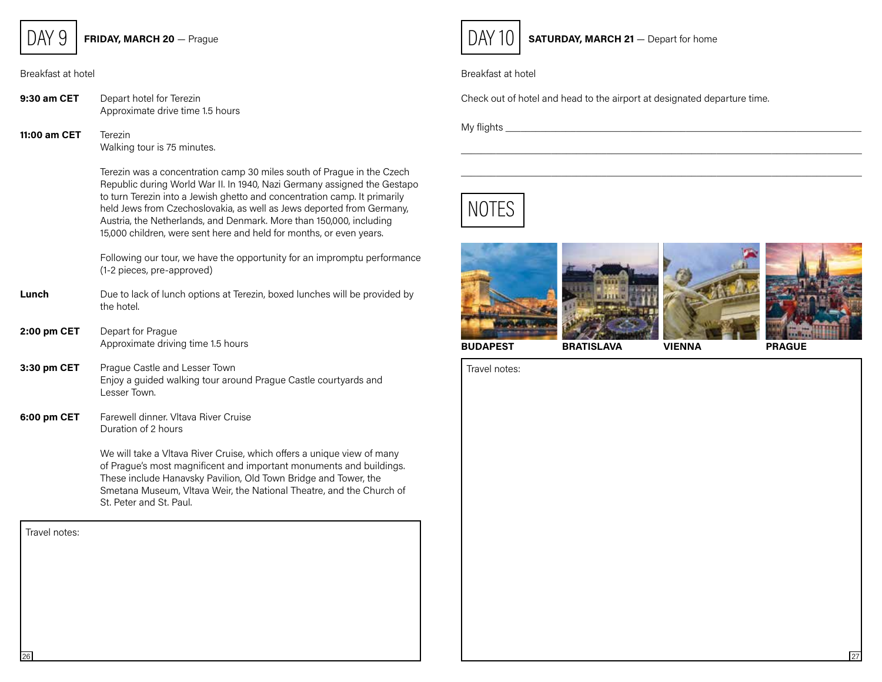## DAY 9 **FRIDAY, MARCH 20** — Prague

Breakfast at hotel

**9:30 am CET** Depart hotel for Terezin
Approximate drive time 1.5 hours

**11:00 am CET** Terezin
Walking tour is 75 minutes.

Terezin was a concentration camp 30 miles south of Prague in the Czech Republic during World War II. In 1940, Nazi Germany assigned the Gestapo to turn Terezin into a Jewish ghetto and concentration camp. It primarily held Jews from Czechoslovakia, as well as Jews deported from Germany, Austria, the Netherlands, and Denmark. More than 150,000, including 15,000 children, were sent here and held for months, or even years.

Following our tour, we have the opportunity for an impromptu performance (1-2 pieces, pre-approved)

**Lunch** Due to lack of lunch options at Terezin, boxed lunches will be provided by the hotel.

**2:00 pm CET** Depart for Prague
Approximate driving time 1.5 hours

**3:30 pm CET** Prague Castle and Lesser Town
Enjoy a guided walking tour around Prague Castle courtyards and Lesser Town.

**6:00 pm CET** Farewell dinner. Vltava River Cruise
Duration of 2 hours

We will take a Vltava River Cruise, which offers a unique view of many of Prague's most magnificent and important monuments and buildings. These include Hanavsky Pavilion, Old Town Bridge and Tower, the Smetana Museum, Vltava Weir, the National Theatre, and the Church of St. Peter and St. Paul.

Travel notes:

## DAY 10 **SATURDAY, MARCH 21** — Depart for home

Breakfast at hotel

Check out of hotel and head to the airport at designated departure time.

My flights ______________________________

______________________________

______________________________

## NOTES

**BUDAPEST** **BRATISLAVA** **VIENNA** **PRAGUE**

Travel notes: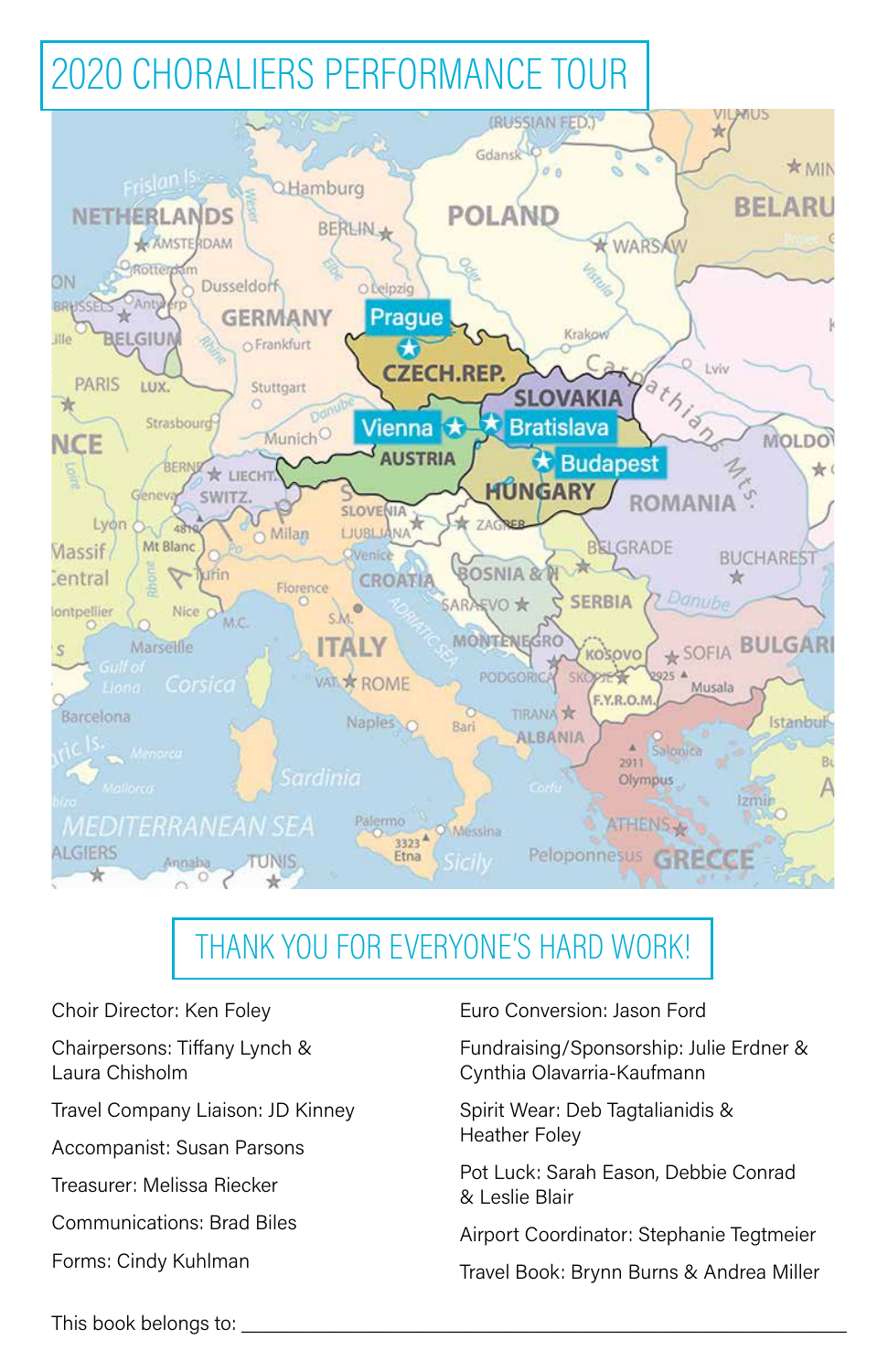# 2020 CHORALIERS PERFORMANCE TOUR

Prague

Vienna

Bratislava

Budapest

## THANK YOU FOR EVERYONE'S HARD WORK!

Choir Director: Ken Foley

Chairpersons: Tiffany Lynch & Laura Chisholm

Travel Company Liaison: JD Kinney

Accompanist: Susan Parsons

Treasurer: Melissa Riecker

Communications: Brad Biles

Forms: Cindy Kuhlman

Euro Conversion: Jason Ford

Fundraising/Sponsorship: Julie Erdner & Cynthia Olavarria-Kaufmann

Spirit Wear: Deb Tagtalianidis & Heather Foley

Pot Luck: Sarah Eason, Debbie Conrad & Leslie Blair

Airport Coordinator: Stephanie Tegtmeier

Travel Book: Brynn Burns & Andrea Miller

This book belongs to: ______________________________